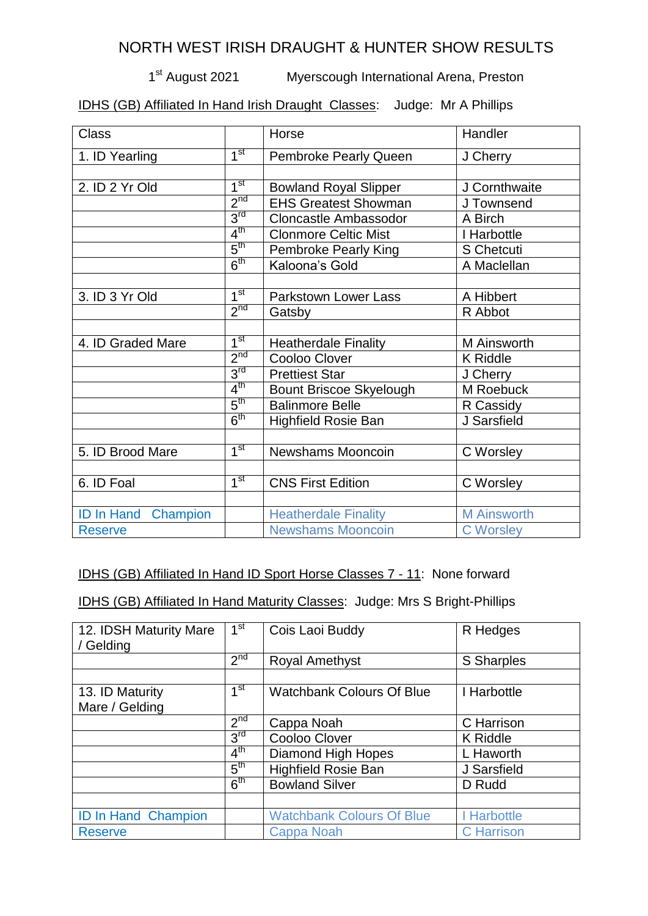# NORTH WEST IRISH DRAUGHT & HUNTER SHOW RESULTS

1st August 2021 Myerscough International Arena, Preston

IDHS (GB) Affiliated In Hand Irish Draught Classes: Judge: Mr A Phillips

| Class | | Horse | Handler |
|---|---|---|---|
| 1. ID Yearling | 1st | Pembroke Pearly Queen | J Cherry |
| | | | |
| 2. ID 2 Yr Old | 1st | Bowland Royal Slipper | J Cornthwaite |
| | 2nd | EHS Greatest Showman | J Townsend |
| | 3rd | Cloncastle Ambassodor | A Birch |
| | 4th | Clonmore Celtic Mist | I Harbottle |
| | 5th | Pembroke Pearly King | S Chetcuti |
| | 6th | Kaloona's Gold | A Maclellan |
| | | | |
| 3. ID 3 Yr Old | 1st | Parkstown Lower Lass | A Hibbert |
| | 2nd | Gatsby | R Abbot |
| | | | |
| 4. ID Graded Mare | 1st | Heatherdale Finality | M Ainsworth |
| | 2nd | Cooloo Clover | K Riddle |
| | 3rd | Prettiest Star | J Cherry |
| | 4th | Bount Briscoe Skyelough | M Roebuck |
| | 5th | Balinmore Belle | R Cassidy |
| | 6th | Highfield Rosie Ban | J Sarsfield |
| | | | |
| 5. ID Brood Mare | 1st | Newshams Mooncoin | C Worsley |
| | | | |
| 6. ID Foal | 1st | CNS First Edition | C Worsley |
| | | | |
| ID In Hand Champion | | Heatherdale Finality | M Ainsworth |
| Reserve | | Newshams Mooncoin | C Worsley |

IDHS (GB) Affiliated In Hand ID Sport Horse Classes 7 - 11: None forward

IDHS (GB) Affiliated In Hand Maturity Classes: Judge: Mrs S Bright-Phillips

| Class | | Horse | Handler |
|---|---|---|---|
| 12. IDSH Maturity Mare / Gelding | 1st | Cois Laoi Buddy | R Hedges |
| | 2nd | Royal Amethyst | S Sharples |
| | | | |
| 13. ID Maturity Mare / Gelding | 1st | Watchbank Colours Of Blue | I Harbottle |
| | 2nd | Cappa Noah | C Harrison |
| | 3rd | Cooloo Clover | K Riddle |
| | 4th | Diamond High Hopes | L Haworth |
| | 5th | Highfield Rosie Ban | J Sarsfield |
| | 6th | Bowland Silver | D Rudd |
| | | | |
| ID In Hand Champion | | Watchbank Colours Of Blue | I Harbottle |
| Reserve | | Cappa Noah | C Harrison |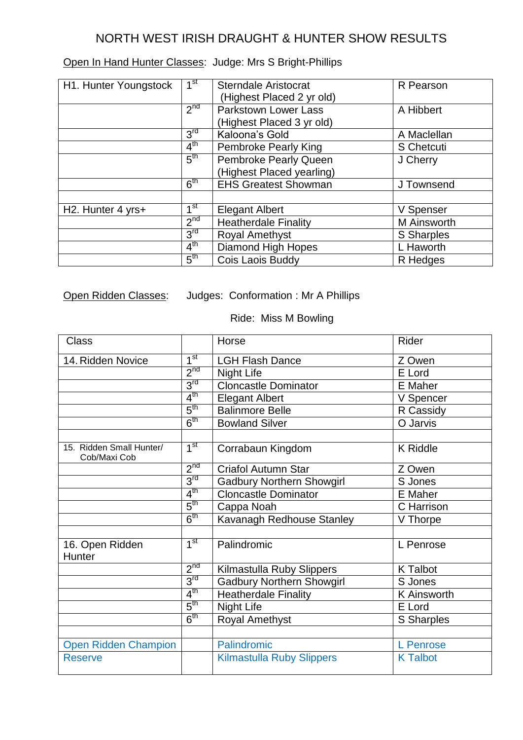# NORTH WEST IRISH DRAUGHT & HUNTER SHOW RESULTS

Open In Hand Hunter Classes:  Judge: Mrs S Bright-Phillips

| | | | |
|---|---|---|---|
| H1. Hunter Youngstock | 1st | Sterndale Aristocrat (Highest Placed 2 yr old) | R Pearson |
| | 2nd | Parkstown Lower Lass (Highest Placed 3 yr old) | A Hibbert |
| | 3rd | Kaloona's Gold | A Maclellan |
| | 4th | Pembroke Pearly King | S Chetcuti |
| | 5th | Pembroke Pearly Queen (Highest Placed yearling) | J Cherry |
| | 6th | EHS Greatest Showman | J Townsend |
| | | | |
| H2. Hunter 4 yrs+ | 1st | Elegant Albert | V Spenser |
| | 2nd | Heatherdale Finality | M Ainsworth |
| | 3rd | Royal Amethyst | S Sharples |
| | 4th | Diamond High Hopes | L Haworth |
| | 5th | Cois Laois Buddy | R Hedges |

Open Ridden Classes:  Judges:  Conformation : Mr A Phillips

Ride:  Miss M Bowling

| Class | | Horse | Rider |
|---|---|---|---|
| 14. Ridden Novice | 1st | LGH Flash Dance | Z Owen |
| | 2nd | Night Life | E Lord |
| | 3rd | Cloncastle Dominator | E Maher |
| | 4th | Elegant Albert | V Spencer |
| | 5th | Balinmore Belle | R Cassidy |
| | 6th | Bowland Silver | O Jarvis |
| | | | |
| 15. Ridden Small Hunter/ Cob/Maxi Cob | 1st | Corrabaun Kingdom | K Riddle |
| | 2nd | Criafol Autumn Star | Z Owen |
| | 3rd | Gadbury Northern Showgirl | S Jones |
| | 4th | Cloncastle Dominator | E Maher |
| | 5th | Cappa Noah | C Harrison |
| | 6th | Kavanagh Redhouse Stanley | V Thorpe |
| | | | |
| 16. Open Ridden Hunter | 1st | Palindromic | L Penrose |
| | 2nd | Kilmastulla Ruby Slippers | K Talbot |
| | 3rd | Gadbury Northern Showgirl | S Jones |
| | 4th | Heatherdale Finality | K Ainsworth |
| | 5th | Night Life | E Lord |
| | 6th | Royal Amethyst | S Sharples |
| | | | |
| Open Ridden Champion | | Palindromic | L Penrose |
| Reserve | | Kilmastulla Ruby Slippers | K Talbot |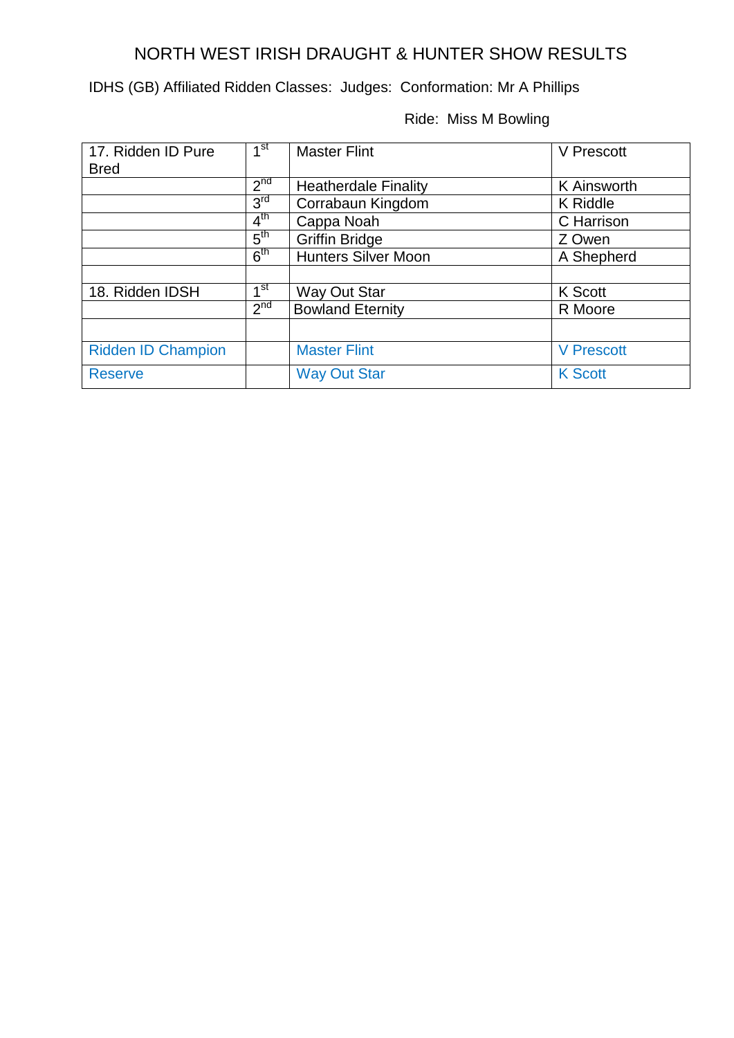# NORTH WEST IRISH DRAUGHT & HUNTER SHOW RESULTS

IDHS (GB) Affiliated Ridden Classes: Judges: Conformation: Mr A Phillips

Ride: Miss M Bowling

| | | | |
|---|---|---|---|
| 17. Ridden ID Pure Bred | 1st | Master Flint | V Prescott |
| | 2nd | Heatherdale Finality | K Ainsworth |
| | 3rd | Corrabaun Kingdom | K Riddle |
| | 4th | Cappa Noah | C Harrison |
| | 5th | Griffin Bridge | Z Owen |
| | 6th | Hunters Silver Moon | A Shepherd |
| | | | |
| 18. Ridden IDSH | 1st | Way Out Star | K Scott |
| | 2nd | Bowland Eternity | R Moore |
| | | | |
| Ridden ID Champion | | Master Flint | V Prescott |
| Reserve | | Way Out Star | K Scott |